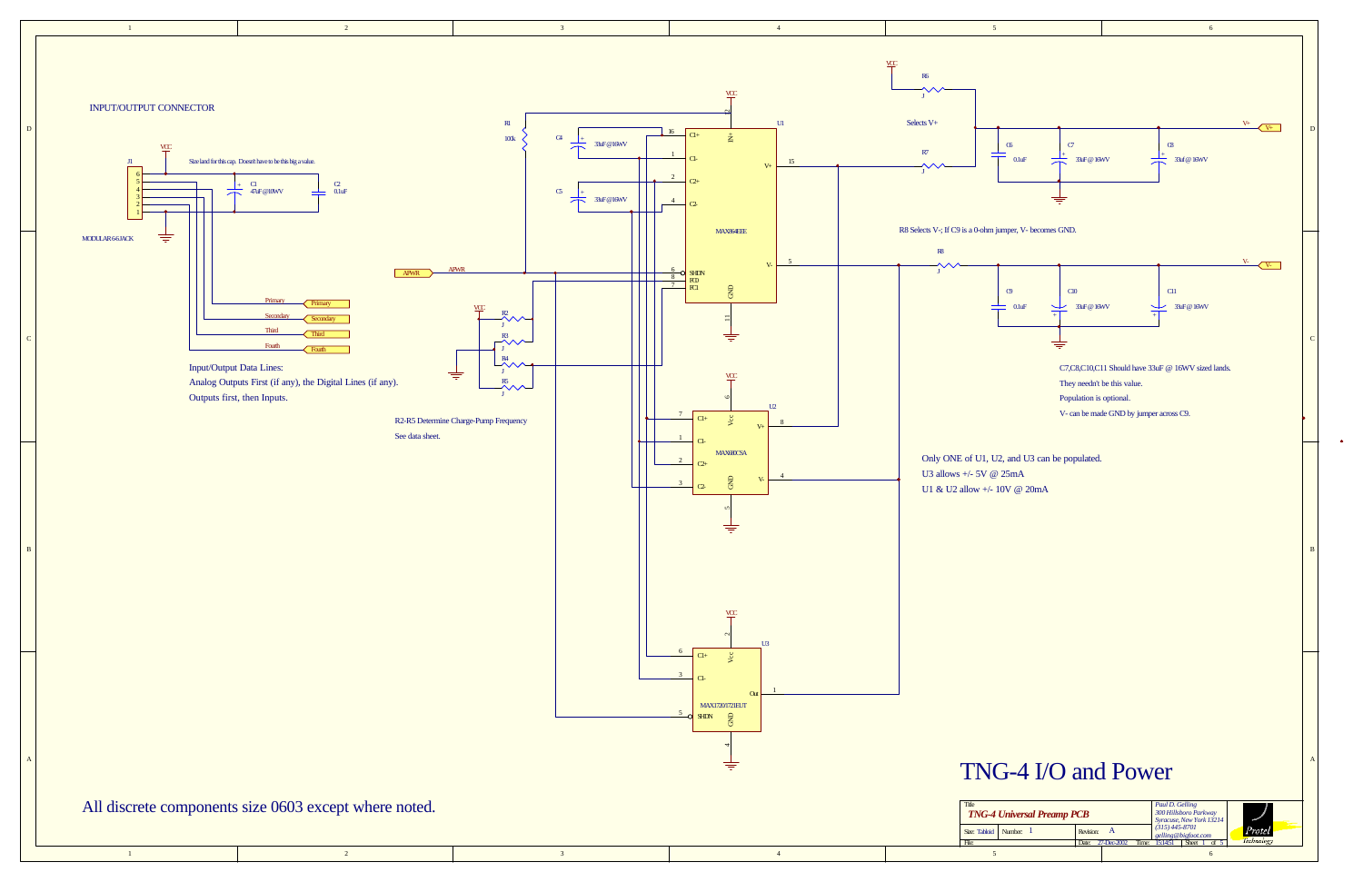# TNG-4 I/O and Power

## INPUT/OUTPUT CONNECTOR

J1 — MODULAR 66JACK

Size land for this cap. Doesn't have to be this big a value.

C1 47uF @10WV

C2 0.1uF

Primary

Secondary

Third

Fouth

Input/Output Data Lines:

Analog Outputs First (if any), the Digital Lines (if any).

Outputs first, then Inputs.

APWR

R1 100k

C4 33uF @16WV

C5 33uF @16WV

U1 MAX864EEE

R2-R5 Determine Charge-Pump Frequency

See data sheet.

U2 MAX680CSA

U3 MAX1720/1721EUT

Selects V+

R6, R7

C6 0.1uF

C7 33uF @ 16WV

C8 33uF @ 16WV

R8 Selects V-; If C9 is a 0-ohm jumper, V- becomes GND.

C9 0.1uF

C10 33uF @ 16WV

C11 33uF @ 16WV

C7,C8,C10,C11 Should have 33uF @ 16WV sized lands.

They needn't be this value.

Population is optional.

V- can be made GND by jumper across C9.

Only ONE of U1, U2, and U3 can be populated.

U3 allows +/- 5V @ 25mA

U1 & U2 allow +/- 10V @ 20mA

All discrete components size 0603 except where noted.

| Title | TNG-4 Universal Preamp PCB | Paul D. Gelling, 300 Hillsboro Parkway, Syracuse, New York 13214, (315) 445-8701, gelling@bigfoot.com |
|---|---|---|
| Size: Tabloid | Number: 1 | Revision: A |
| File: | Date: 27-Dec-2002 | Time: 15:14:51 |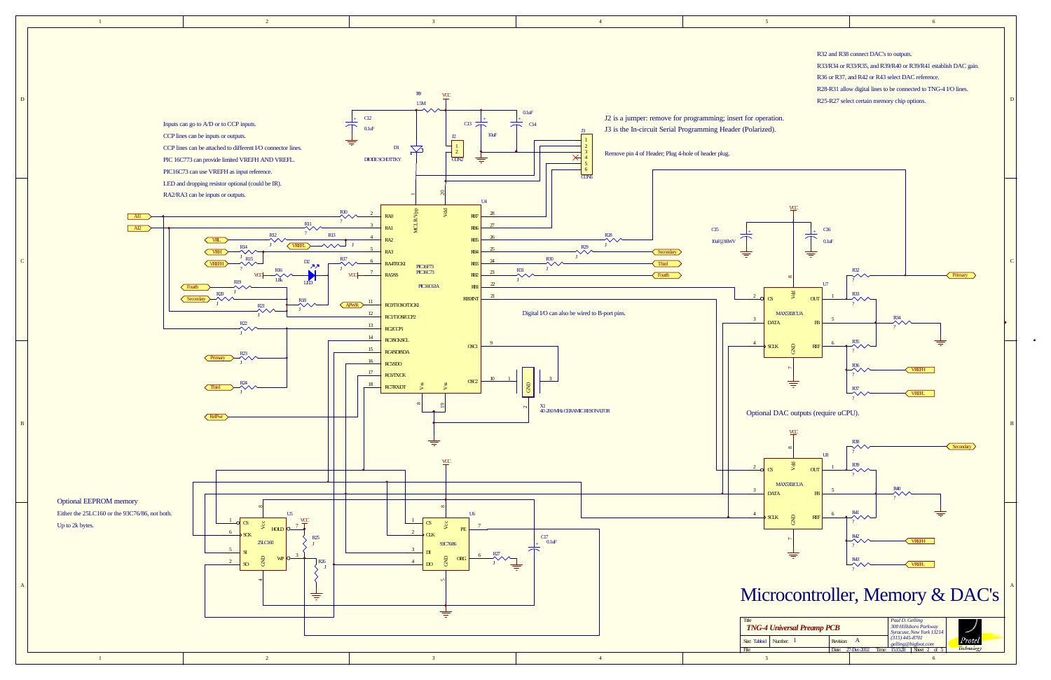# Microcontroller, Memory & DAC's

R32 and R38 connect DAC's to outputs.

R33/R34 or R33/R35, and R39/R40 or R39/R41 establish DAC gain.

R36 or R37, and R42 or R43 select DAC reference.

R28-R31 allow digital lines to be connected to TNG-4 I/O lines.

R25-R27 select certain memory chip options.

J2 is a jumper: remove for programming; insert for operation.

J3 is the In-circuit Serial Programming Header (Polarized).

Remove pin 4 of Header; Plug 4-hole of header plug.

Inputs can go to A/D or to CCP inputs.

CCP lines can be inputs or outputs.

CCP lines can be attached to different I/O connector lines.

PIC 16C773 can provide limited VREFH AND VREFL.

PIC16C73 can use VREFH as input reference.

LED and dropping resistor optional (could be IR).

RA2/RA3 can be inputs or outputs.

Digital I/O can also be wired to B-port pins.

Optional DAC outputs (require uCPU).

Optional EEPROM memory

Either the 25LC160 or the 93C76/86, not both.

Up to 2k bytes.

| Title | TNG-4 Universal Preamp PCB | | Paul D. Gelling, 300 Hillsboro Parkway, Syracuse, New York 13214, (315) 445-8701, gelling@bigfoot.com |
|---|---|---|---|
| Size: Tabloid | Number: 1 | Revision: A | |
| File: | Date: 27-Dec-2002 | Time: 15:15:28 | Sheet 2 of 5 |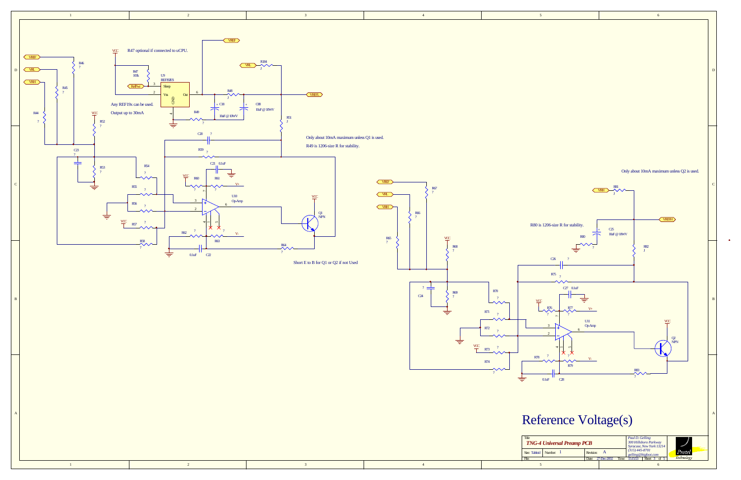# Reference Voltage(s)

R47 optional if connected to uCPU.

Any REF19x can be used.

Output up to 30mA

Only about 10mA maximum unless Q1 is used.

R49 is 1206-size R for stability.

Short E to B for Q1 or Q2 if not Used

Only about 10mA maximum unless Q2 is used.

R80 is 1206-size R for stability.

| | | | |
|---|---|---|---|
| Title | *TNG-4 Universal Preamp PCB* | | *Paul D. Gelling* 300 Hillsboro Parkway Syracuse, New York 13214 (315) 445-8701 gelling@bigfoot.com |
| Size: Tabloid | Number: 1 | Revision: A | |
| File: | | Date: 27-Dec-2002 Time: 15:35:53 | Sheet 3 of 5 |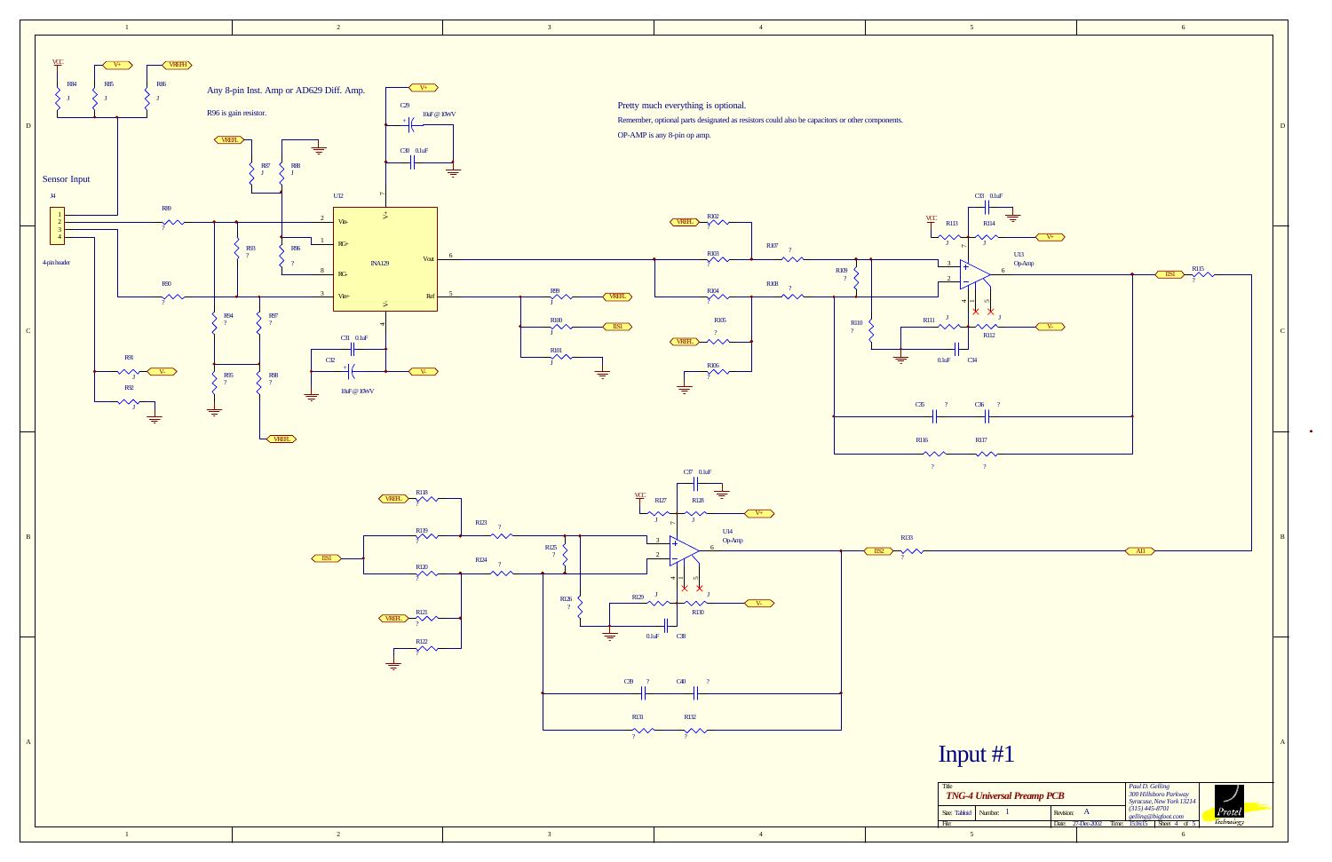Any 8-pin Inst. Amp or AD629 Diff. Amp.

R96 is gain resistor.

Pretty much everything is optional.

Remember, optional parts designated as resistors could also be capacitors or other components.

OP-AMP is any 8-pin op amp.

Sensor Input

J4

4-pin header

U12

INA129

U13

Op-Amp

U14

Op-Amp

# Input #1

| Title | |
|---|---|
| *TNG-4 Universal Preamp PCB* | |
| Size: Tabloid | Number: 1 | Revision: A |
| File: | Date: 27-Dec-2002 | Time: 15:16:15 | Sheet 4 of 5 |

*Paul D. Gelling*
*300 Hillsboro Parkway*
*Syracuse, New York 13214*
*(315) 445-8701*
*gelling@bigfoot.com*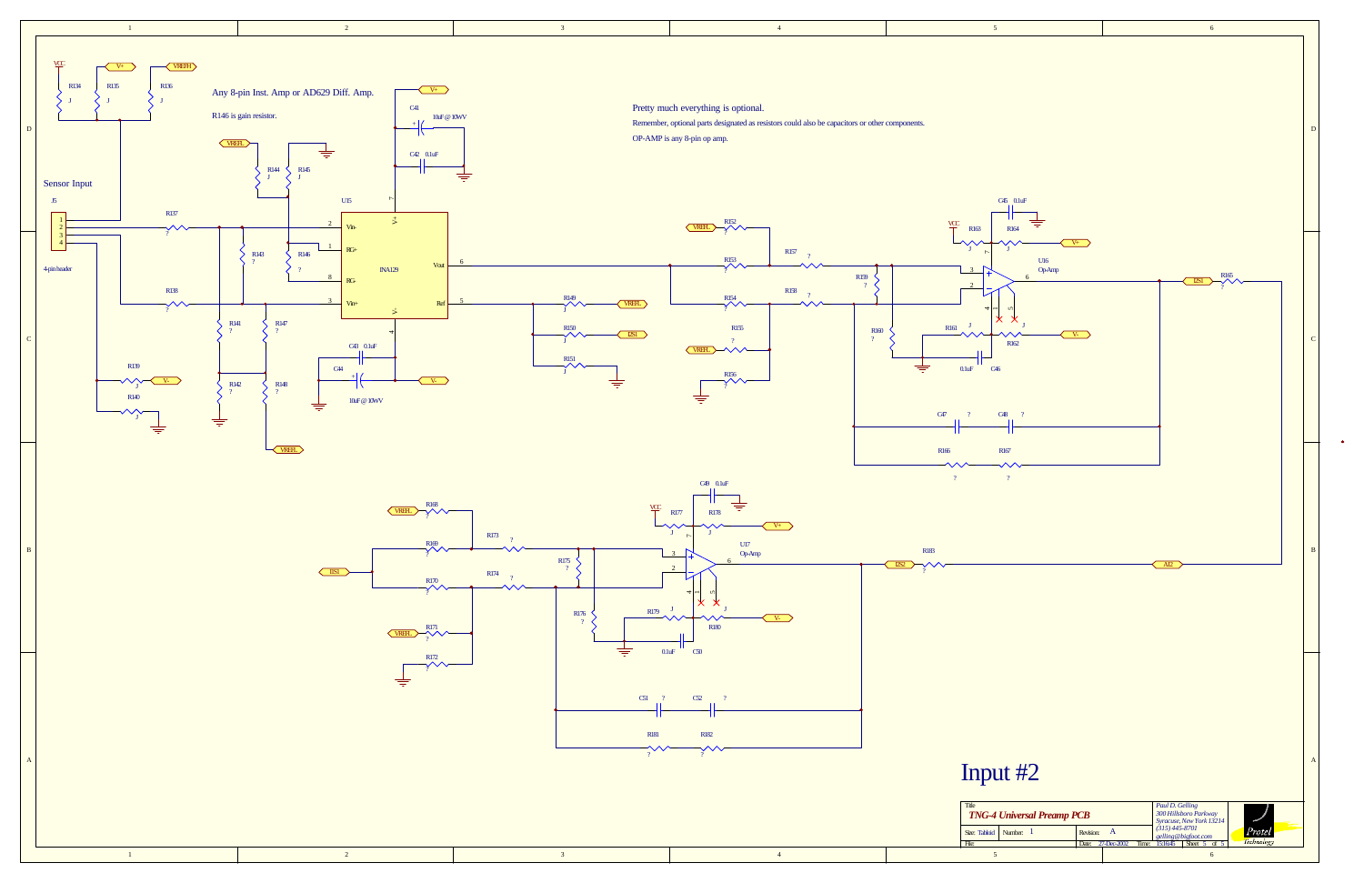Any 8-pin Inst. Amp or AD629 Diff. Amp.

R146 is gain resistor.

Pretty much everything is optional.

Remember, optional parts designated as resistors could also be capacitors or other components.

OP-AMP is any 8-pin op amp.

Sensor Input

J5

4-pin header

U15

INA129

U16

Op-Amp

U17

Op-Amp

C41 10uF @ 10WV

C42 0.1uF

C43 0.1uF

C44 10uF @ 10WV

C45 0.1uF

C46 0.1uF

C49 0.1uF

C50 0.1uF

# Input #2

| | | | |
|---|---|---|---|
| Title | TNG-4 Universal Preamp PCB | | Paul D. Gelling<br>300 Hillsboro Parkway<br>Syracuse, New York 13214<br>(315) 445-8701<br>gelling@bigfoot.com |
| Size: Tabloid | Number: 1 | Revision: A | |
| File: | Date: 27-Dec-2002 | Time: 15:18:45 | Sheet 5 of 5 |